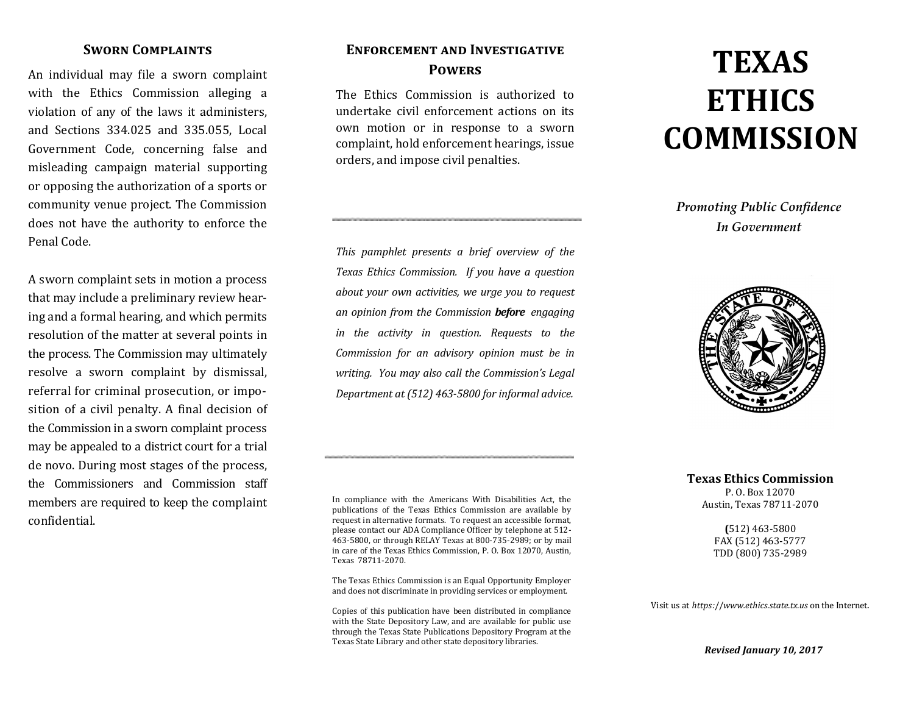## Sworn Complaints

An individual may file a sworn complaint with the Ethics Commission alleging a violation of any of the laws it administers, and Sections 334.025 and 335.055, Local Government Code, concerning false and misleading campaign material supporting or opposing the authorization of a sports or community venue project. The Commission does not have the authority to enforce the Penal Code.

A sworn complaint sets in motion a process that may include a preliminary review hearing and a formal hearing, and which permits resolution of the matter at several points in the process. The Commission may ultimately resolve a sworn complaint by dismissal, referral for criminal prosecution, or imposition of a civil penalty. A final decision of the Commission in a sworn complaint process may be appealed to a district court for a trial de novo. During most stages of the process, the Commissioners and Commission staff members are required to keep the complaint confidential.

## Enforcement and Investigative Powers

The Ethics Commission is authorized to undertake civil enforcement actions on its own motion or in response to a sworn complaint, hold enforcement hearings, issue orders, and impose civil penalties.

---

*This pamphlet presents a brief overview of the Texas Ethics Commission. If you have a question about your own activities, we urge you to request an opinion from the Commission* ***before*** *engaging in the activity in question. Requests to the Commission for an advisory opinion must be in writing. You may also call the Commission's Legal Department at (512) 463-5800 for informal advice.*

---

In compliance with the Americans With Disabilities Act, the publications of the Texas Ethics Commission are available by request in alternative formats. To request an accessible format, please contact our ADA Compliance Officer by telephone at 512-463-5800, or through RELAY Texas at 800-735-2989; or by mail in care of the Texas Ethics Commission, P. O. Box 12070, Austin, Texas 78711-2070.

The Texas Ethics Commission is an Equal Opportunity Employer and does not discriminate in providing services or employment.

Copies of this publication have been distributed in compliance with the State Depository Law, and are available for public use through the Texas State Publications Depository Program at the Texas State Library and other state depository libraries.

# TEXAS ETHICS COMMISSION

*Promoting Public Confidence In Government*

**Texas Ethics Commission**
P. O. Box 12070
Austin, Texas 78711-2070

(512) 463-5800
FAX (512) 463-5777
TDD (800) 735-2989

Visit us at *https://www.ethics.state.tx.us* on the Internet.

***Revised January 10, 2017***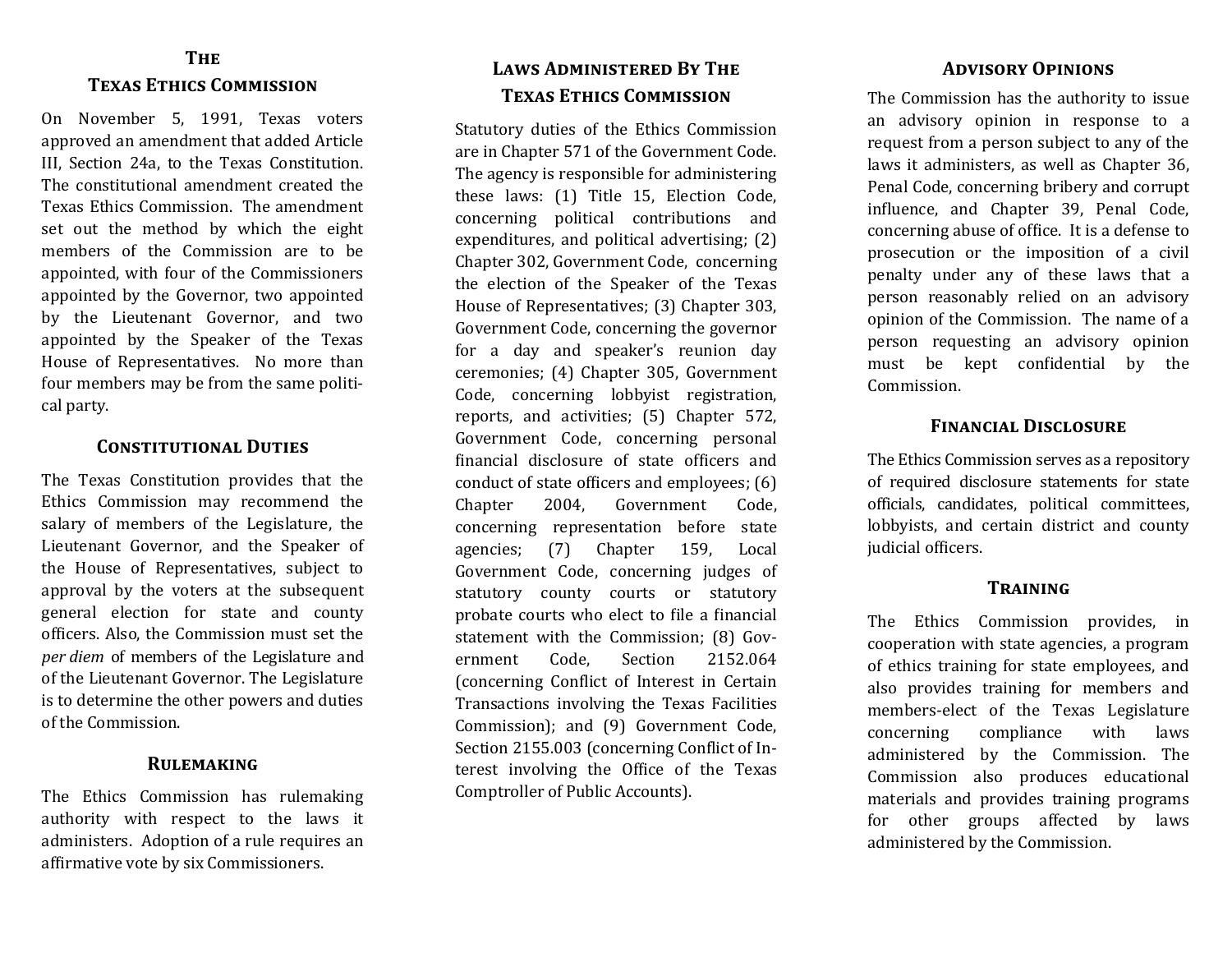## The Texas Ethics Commission

On November 5, 1991, Texas voters approved an amendment that added Article III, Section 24a, to the Texas Constitution. The constitutional amendment created the Texas Ethics Commission. The amendment set out the method by which the eight members of the Commission are to be appointed, with four of the Commissioners appointed by the Governor, two appointed by the Lieutenant Governor, and two appointed by the Speaker of the Texas House of Representatives. No more than four members may be from the same political party.

### Constitutional Duties

The Texas Constitution provides that the Ethics Commission may recommend the salary of members of the Legislature, the Lieutenant Governor, and the Speaker of the House of Representatives, subject to approval by the voters at the subsequent general election for state and county officers. Also, the Commission must set the *per diem* of members of the Legislature and of the Lieutenant Governor. The Legislature is to determine the other powers and duties of the Commission.

### Rulemaking

The Ethics Commission has rulemaking authority with respect to the laws it administers. Adoption of a rule requires an affirmative vote by six Commissioners.

## Laws Administered By The Texas Ethics Commission

Statutory duties of the Ethics Commission are in Chapter 571 of the Government Code. The agency is responsible for administering these laws: (1) Title 15, Election Code, concerning political contributions and expenditures, and political advertising; (2) Chapter 302, Government Code, concerning the election of the Speaker of the Texas House of Representatives; (3) Chapter 303, Government Code, concerning the governor for a day and speaker's reunion day ceremonies; (4) Chapter 305, Government Code, concerning lobbyist registration, reports, and activities; (5) Chapter 572, Government Code, concerning personal financial disclosure of state officers and conduct of state officers and employees; (6) Chapter 2004, Government Code, concerning representation before state agencies; (7) Chapter 159, Local Government Code, concerning judges of statutory county courts or statutory probate courts who elect to file a financial statement with the Commission; (8) Government Code, Section 2152.064 (concerning Conflict of Interest in Certain Transactions involving the Texas Facilities Commission); and (9) Government Code, Section 2155.003 (concerning Conflict of Interest involving the Office of the Texas Comptroller of Public Accounts).

## Advisory Opinions

The Commission has the authority to issue an advisory opinion in response to a request from a person subject to any of the laws it administers, as well as Chapter 36, Penal Code, concerning bribery and corrupt influence, and Chapter 39, Penal Code, concerning abuse of office. It is a defense to prosecution or the imposition of a civil penalty under any of these laws that a person reasonably relied on an advisory opinion of the Commission. The name of a person requesting an advisory opinion must be kept confidential by the Commission.

### Financial Disclosure

The Ethics Commission serves as a repository of required disclosure statements for state officials, candidates, political committees, lobbyists, and certain district and county judicial officers.

### Training

The Ethics Commission provides, in cooperation with state agencies, a program of ethics training for state employees, and also provides training for members and members-elect of the Texas Legislature concerning compliance with laws administered by the Commission. The Commission also produces educational materials and provides training programs for other groups affected by laws administered by the Commission.